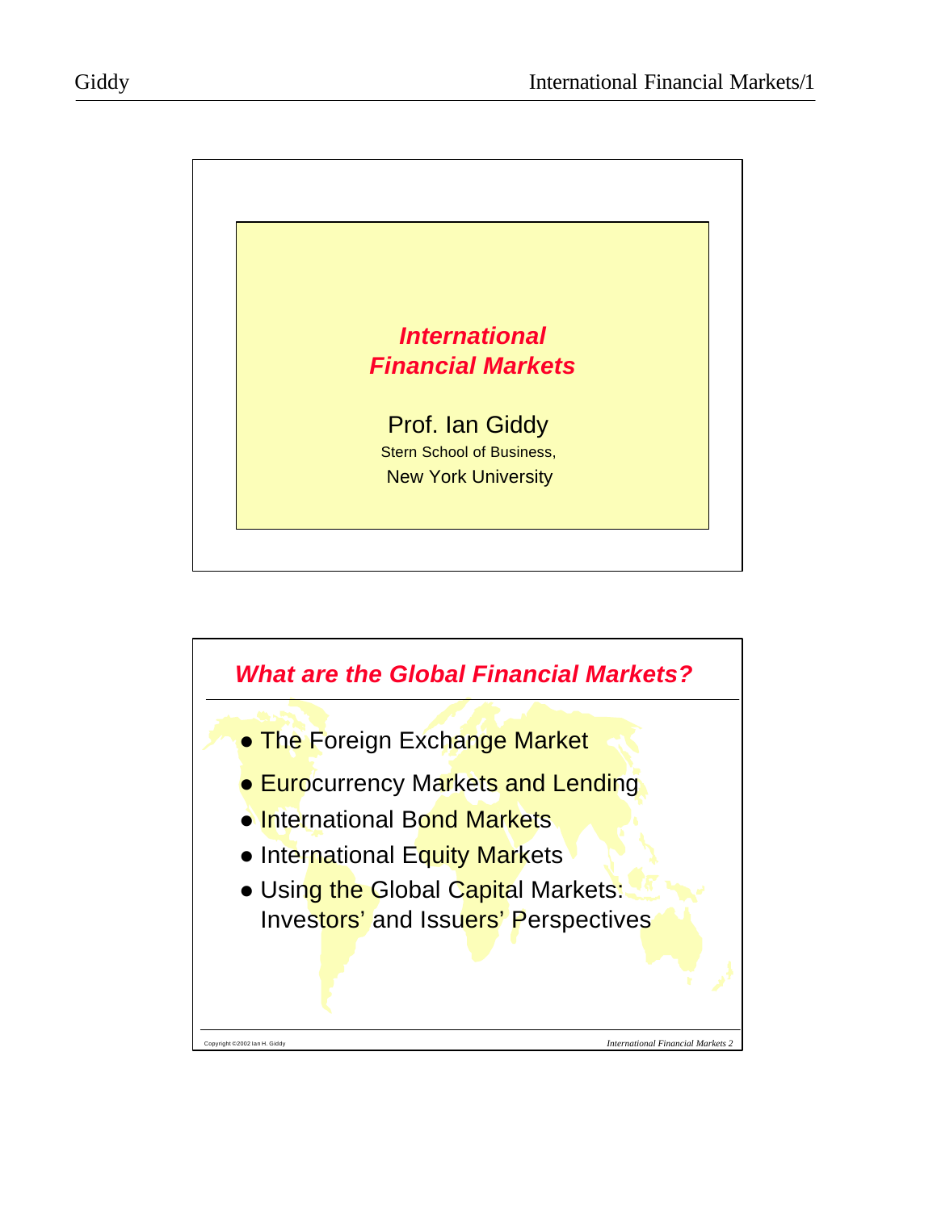# International Financial Markets

Prof. Ian Giddy

Stern School of Business,

New York University

## What are the Global Financial Markets?

- The Foreign Exchange Market
- Eurocurrency Markets and Lending
- International Bond Markets
- International Equity Markets
- Using the Global Capital Markets: Investors' and Issuers' Perspectives

Copyright ©2002 Ian H. Giddy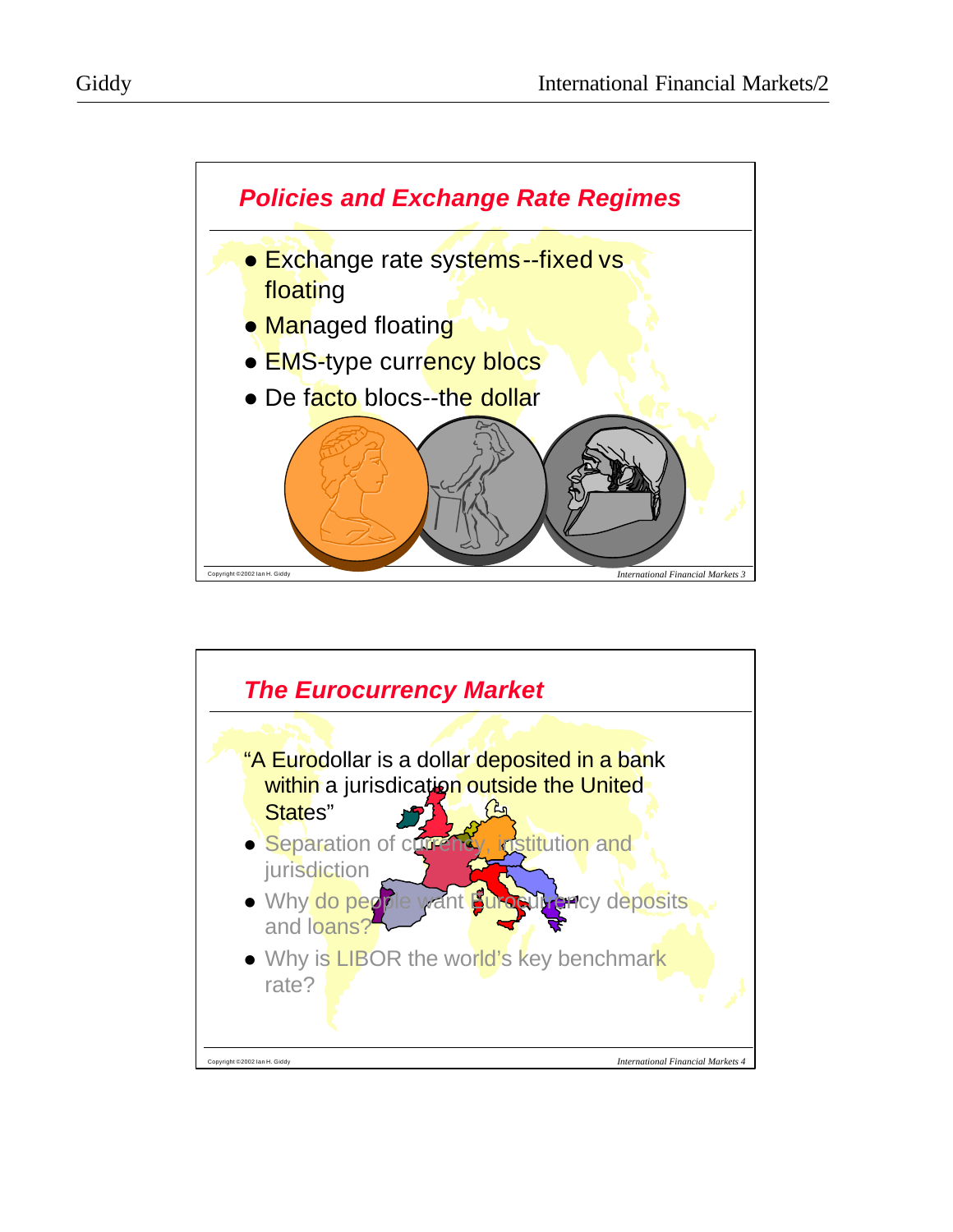## Policies and Exchange Rate Regimes

- Exchange rate systems--fixed vs floating
- Managed floating
- EMS-type currency blocs
- De facto blocs--the dollar

## The Eurocurrency Market

"A Eurodollar is a dollar deposited in a bank within a jurisdiction outside the United States"

- Separation of currency, institution and jurisdiction
- Why do people want Eurocurrency deposits and loans?
- Why is LIBOR the world's key benchmark rate?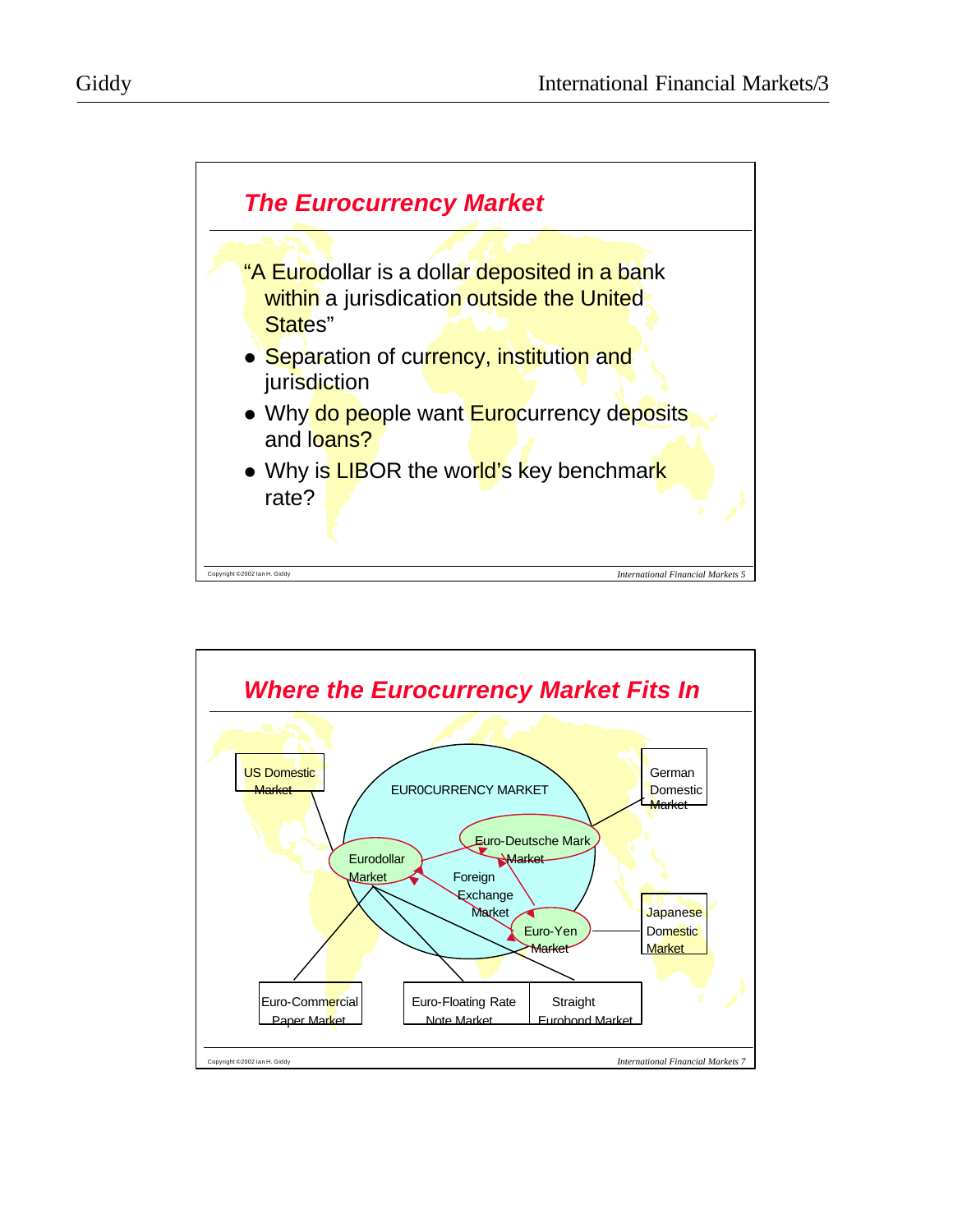## The Eurocurrency Market

"A Eurodollar is a dollar deposited in a bank within a jurisdiction outside the United States"

- Separation of currency, institution and jurisdiction
- Why do people want Eurocurrency deposits and loans?
- Why is LIBOR the world's key benchmark rate?

Copyright ©2002 Ian H. Giddy

International Financial Markets 5

## Where the Eurocurrency Market Fits In

US Domestic Market

EUR0CURRENCY MARKET

German Domestic Market

Euro-Deutsche Mark Market

Eurodollar Market

Foreign Exchange Market

Japanese Domestic Market

Euro-Yen Market

Euro-Commercial Paper Market

Euro-Floating Rate Note Market

Straight Eurobond Market

Copyright ©2002 Ian H. Giddy

International Financial Markets 7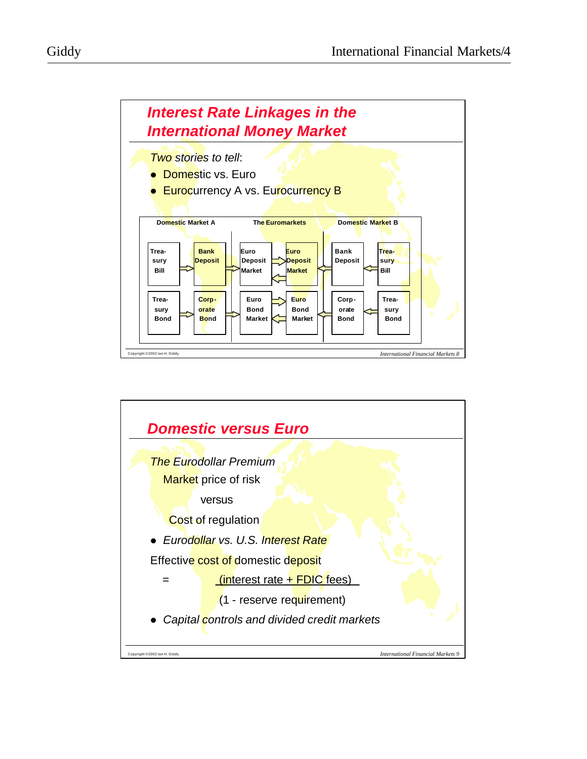## Interest Rate Linkages in the International Money Market

*Two stories to tell*:

- Domestic vs. Euro
- Eurocurrency A vs. Eurocurrency B

| Domestic Market A | | The Euromarkets | | Domestic Market B | |
|---|---|---|---|---|---|
| Treasury Bill | Bank Deposit | Euro Deposit Market | Euro Deposit Market | Bank Deposit | Treasury Bill |
| Treasury Bond | Corporate Bond | Euro Bond Market | Euro Bond Market | Corporate Bond | Treasury Bond |

## Domestic versus Euro

*The Eurodollar Premium*

Market price of risk

versus

Cost of regulation

- *Eurodollar vs. U.S. Interest Rate*

Effective cost of domestic deposit

$$= \frac{\text{(interest rate + FDIC fees)}}{\text{(1 - reserve requirement)}}$$

- *Capital controls and divided credit markets*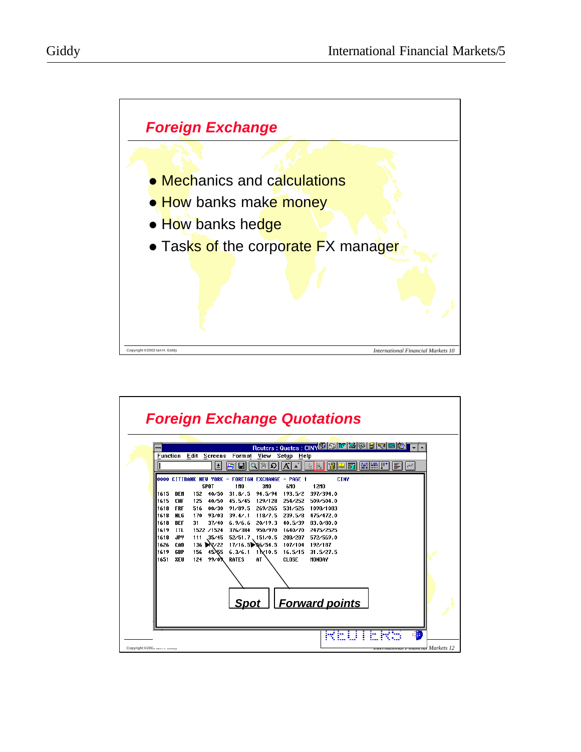## Foreign Exchange

- Mechanics and calculations
- How banks make money
- How banks hedge
- Tasks of the corporate FX manager

## Foreign Exchange Quotations

Reuters : Quotes : CINY

Function Edit Screens Format View Setup Help

0000 CITIBANK NEW YORK - FOREIGN EXCHANGE - PAGE 1 CINY

| | | SPOT | | 1MO | 3MO | 6MO | 12MO |
|---|---|---|---|---|---|---|---|
| 1615 | DEM | 152 | 40/50 | 31.8/.5 | 94.5/94 | 193.5/2 | 397/394.0 |
| 1615 | CHF | 125 | 40/50 | 45.5/45 | 129/128 | 254/252 | 509/504.0 |
| 1618 | FRF | 516 | 00/30 | 91/89.5 | 269/265 | 531/526 | 1090/1083 |
| 1618 | NLG | 170 | 93/03 | 39.4/.1 | 118/7.5 | 239.5/8 | 475/472.0 |
| 1618 | BEF | 31 | 37/40 | 6.9/6.6 | 20/19.3 | 40.5/39 | 83.0/80.0 |
| 1619 | ITL | 1522 | /1524 | 376/384 | 950/970 | 1640/70 | 2475/2525 |
| 1618 | JPY | 111 | 35/45 | 52/51.7 | 151/0.5 | 288/287 | 572/569.0 |
| 1626 | CAD | 136 | 17/22 | 17/16.5 | 56/54.5 | 107/104 | 192/187 |
| 1619 | GBP | 156 | 45/55 | 6.3/6.1 | 11/10.5 | 16.5/15 | 31.5/27.5 |
| 1651 | XEU | 124 | 99/09 | RATES | AT | CLOSE | MONDAY |

Spot

Forward points

REUTERS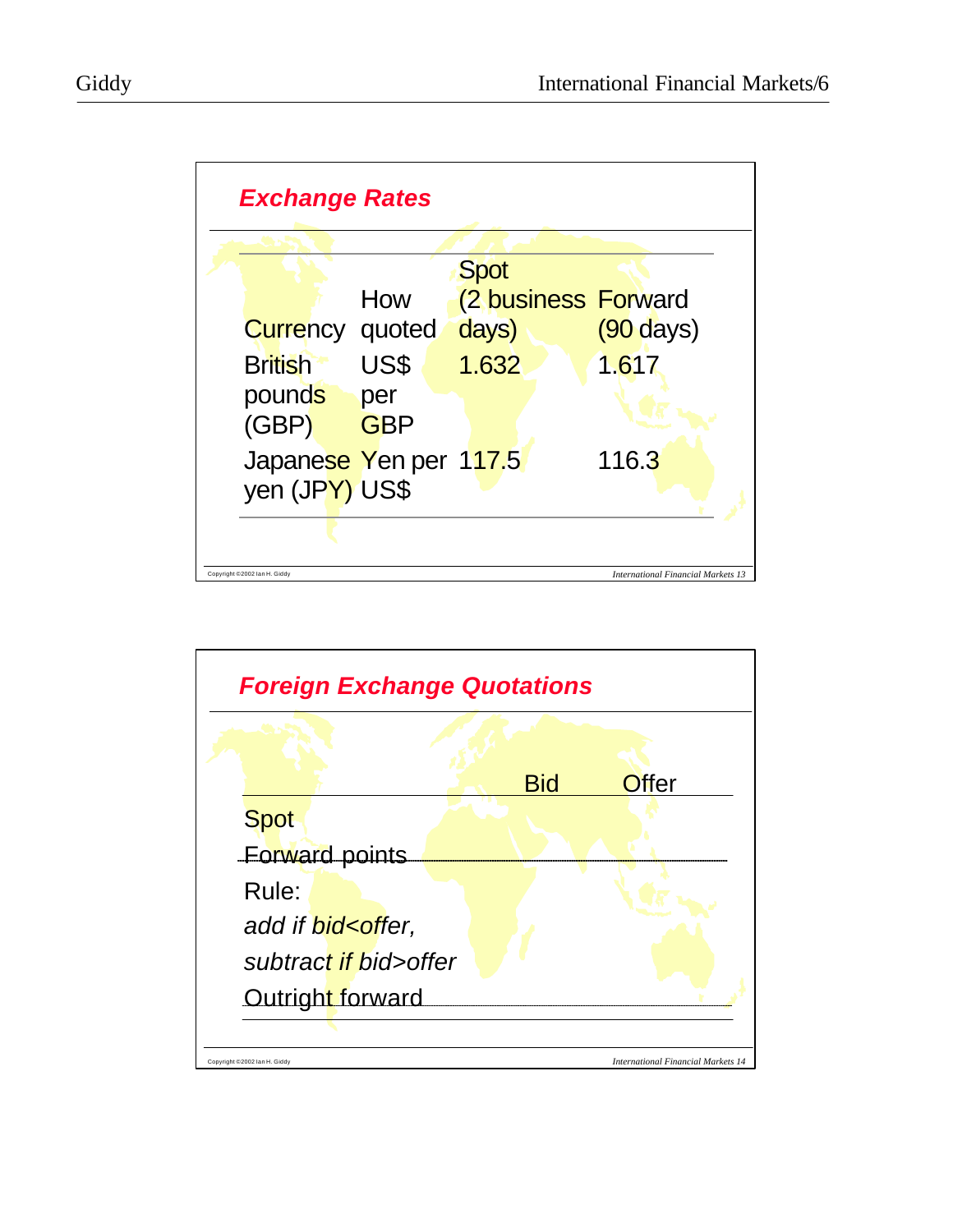## Exchange Rates

| Currency | How quoted | Spot (2 business days) | Forward (90 days) |
| --- | --- | --- | --- |
| British pounds (GBP) | US$ per GBP | 1.632 | 1.617 |
| Japanese yen (JPY) | Yen per US$ | 117.5 | 116.3 |

## Foreign Exchange Quotations

| | Bid | Offer |
| --- | --- | --- |
| Spot | | |
| Forward points | | |
| Rule: | | |
| *add if bid<offer,* | | |
| *subtract if bid>offer* | | |
| Outright forward | | |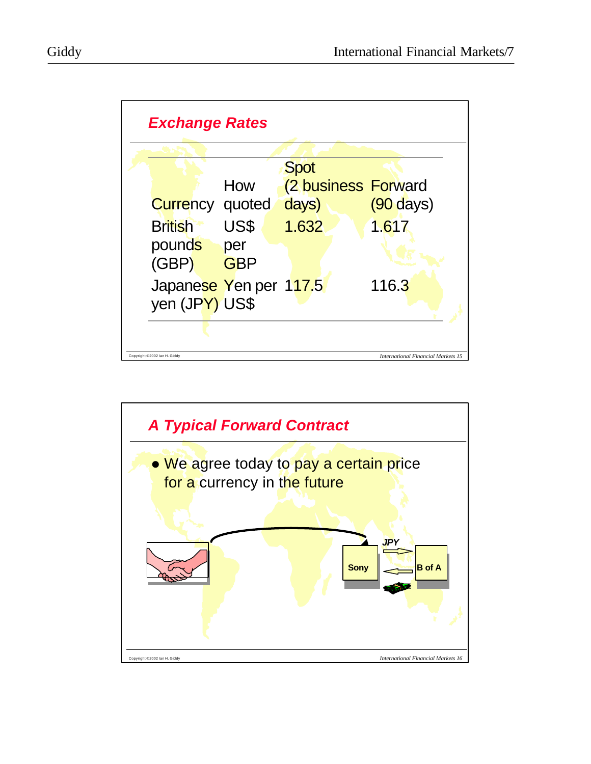## Exchange Rates

| Currency | How quoted | Spot (2 business days) | Forward (90 days) |
|---|---|---|---|
| British pounds (GBP) | US$ per GBP | 1.632 | 1.617 |
| Japanese yen (JPY) | Yen per US$ | 117.5 | 116.3 |

## A Typical Forward Contract

- We agree today to pay a certain price for a currency in the future

JPY

Sony

B of A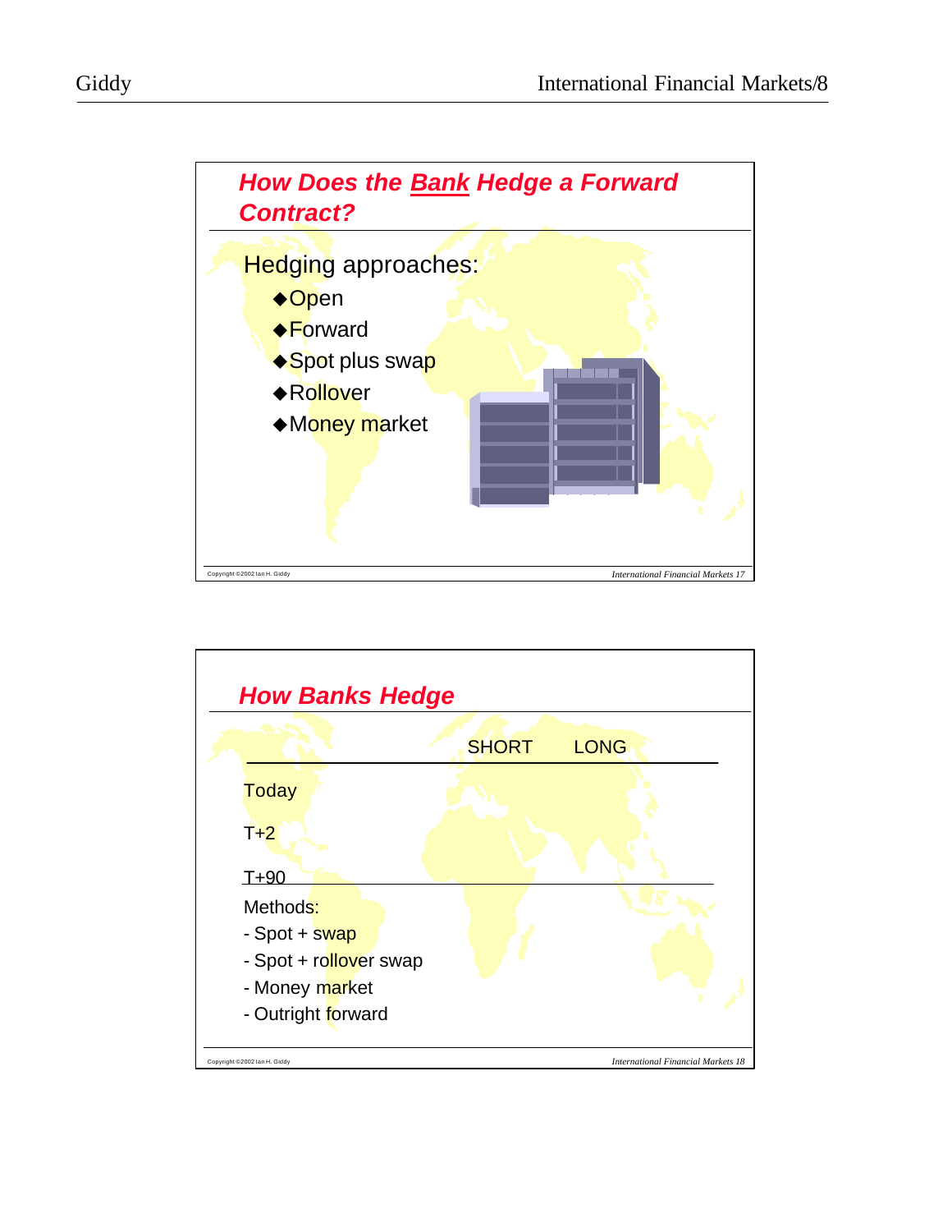## How Does the *Bank* Hedge a Forward Contract?

Hedging approaches:

- ◆Open
- ◆Forward
- ◆Spot plus swap
- ◆Rollover
- ◆Money market

## How Banks Hedge

| | SHORT | LONG |
|---|---|---|
| Today | | |
| T+2 | | |
| T+90 | | |

Methods:

- Spot + swap
- Spot + rollover swap
- Money market
- Outright forward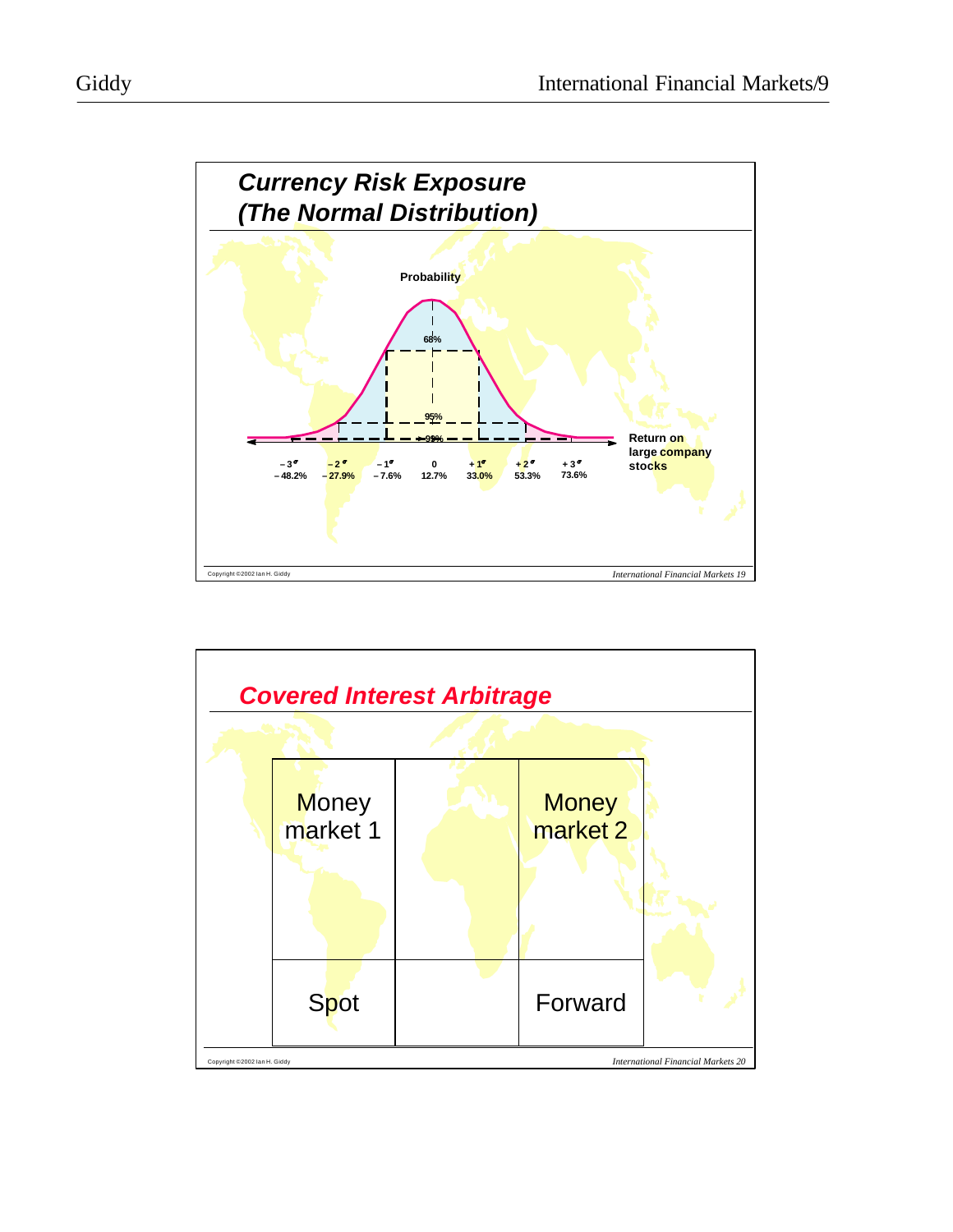## Currency Risk Exposure (The Normal Distribution)

Probability

68%

95%

99%

| $-3\sigma$ | $-2\sigma$ | $-1\sigma$ | 0 | $+1\sigma$ | $+2\sigma$ | $+3\sigma$ |
|---|---|---|---|---|---|---|
| – 48.2% | – 27.9% | – 7.6% | 12.7% | 33.0% | 53.3% | 73.6% |

Return on large company stocks

Copyright ©2002 Ian H. Giddy

*International Financial Markets 19*

## Covered Interest Arbitrage

| Money market 1 | | Money market 2 |
|---|---|---|
| Spot | | Forward |

Copyright ©2002 Ian H. Giddy

*International Financial Markets 20*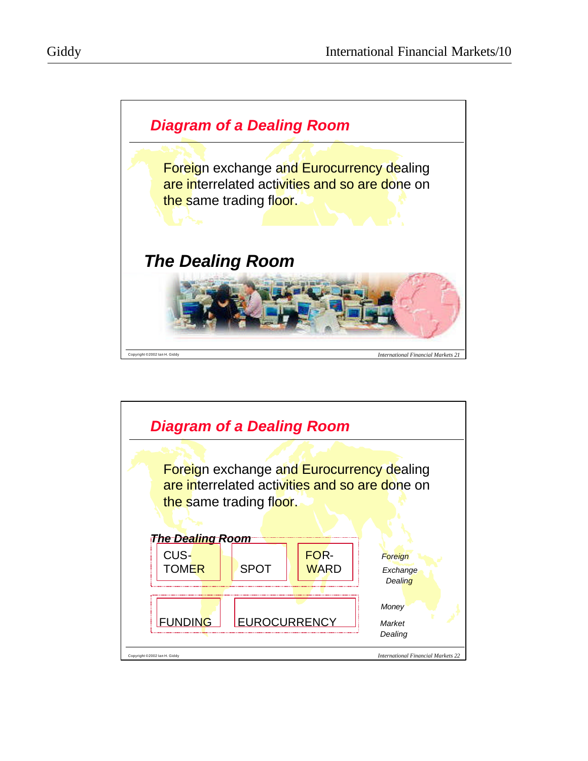## Diagram of a Dealing Room

Foreign exchange and Eurocurrency dealing are interrelated activities and so are done on the same trading floor.

### The Dealing Room

## Diagram of a Dealing Room

Foreign exchange and Eurocurrency dealing are interrelated activities and so are done on the same trading floor.

**The Dealing Room**

| | | | |
|---|---|---|---|
| CUS-TOMER | SPOT | FOR-WARD | *Foreign Exchange Dealing* |
| FUNDING | EUROCURRENCY | | *Money Market Dealing* |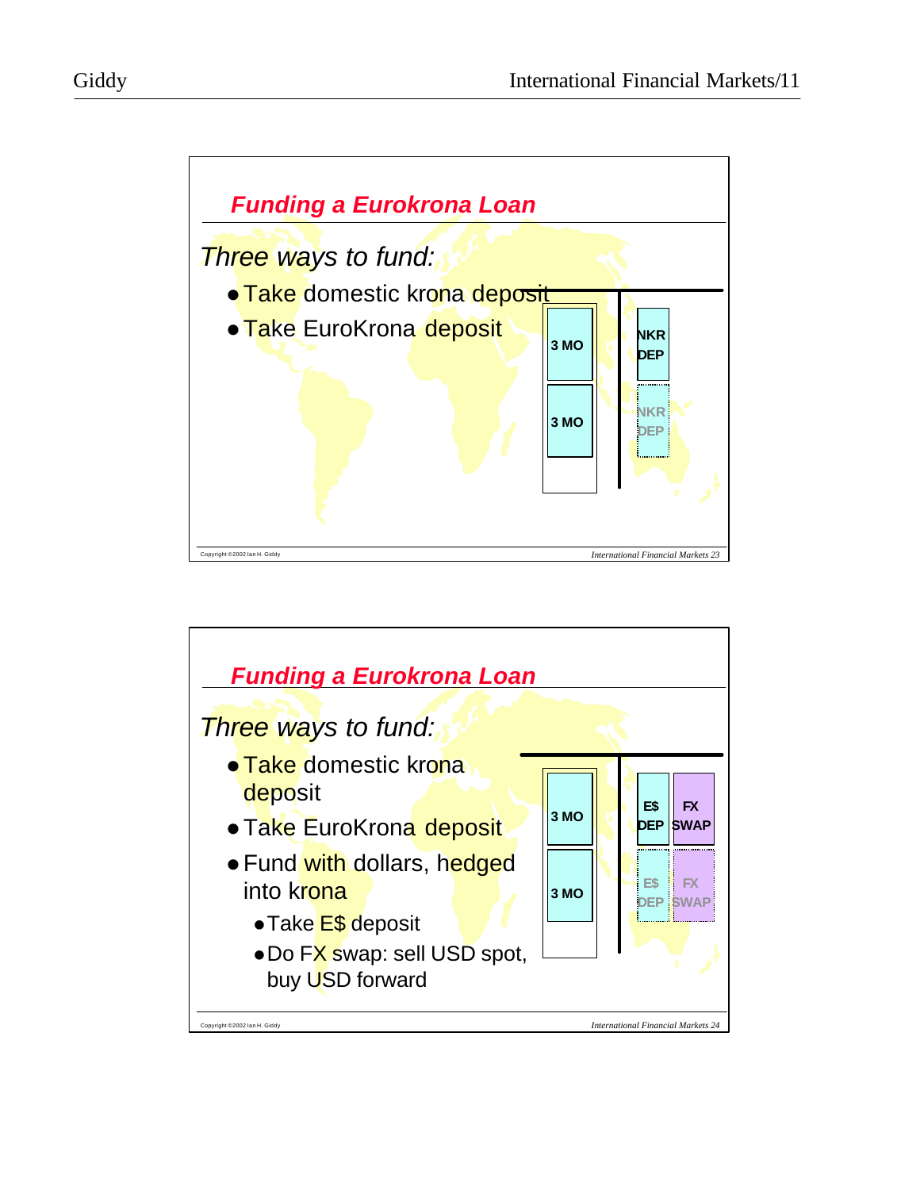## Funding a Eurokrona Loan

*Three ways to fund:*

- Take domestic krona deposit
- Take EuroKrona deposit

| 3 MO | NKR DEP |
| --- | --- |
| 3 MO | NKR DEP |

Copyright ©2002 Ian H. Giddy

*International Financial Markets 23*

## Funding a Eurokrona Loan

*Three ways to fund:*

- Take domestic krona deposit
- Take EuroKrona deposit
- Fund with dollars, hedged into krona
  - Take E$ deposit
  - Do FX swap: sell USD spot, buy USD forward

| 3 MO | E$ DEP | FX SWAP |
| --- | --- | --- |
| 3 MO | E$ DEP | FX SWAP |

Copyright ©2002 Ian H. Giddy

*International Financial Markets 24*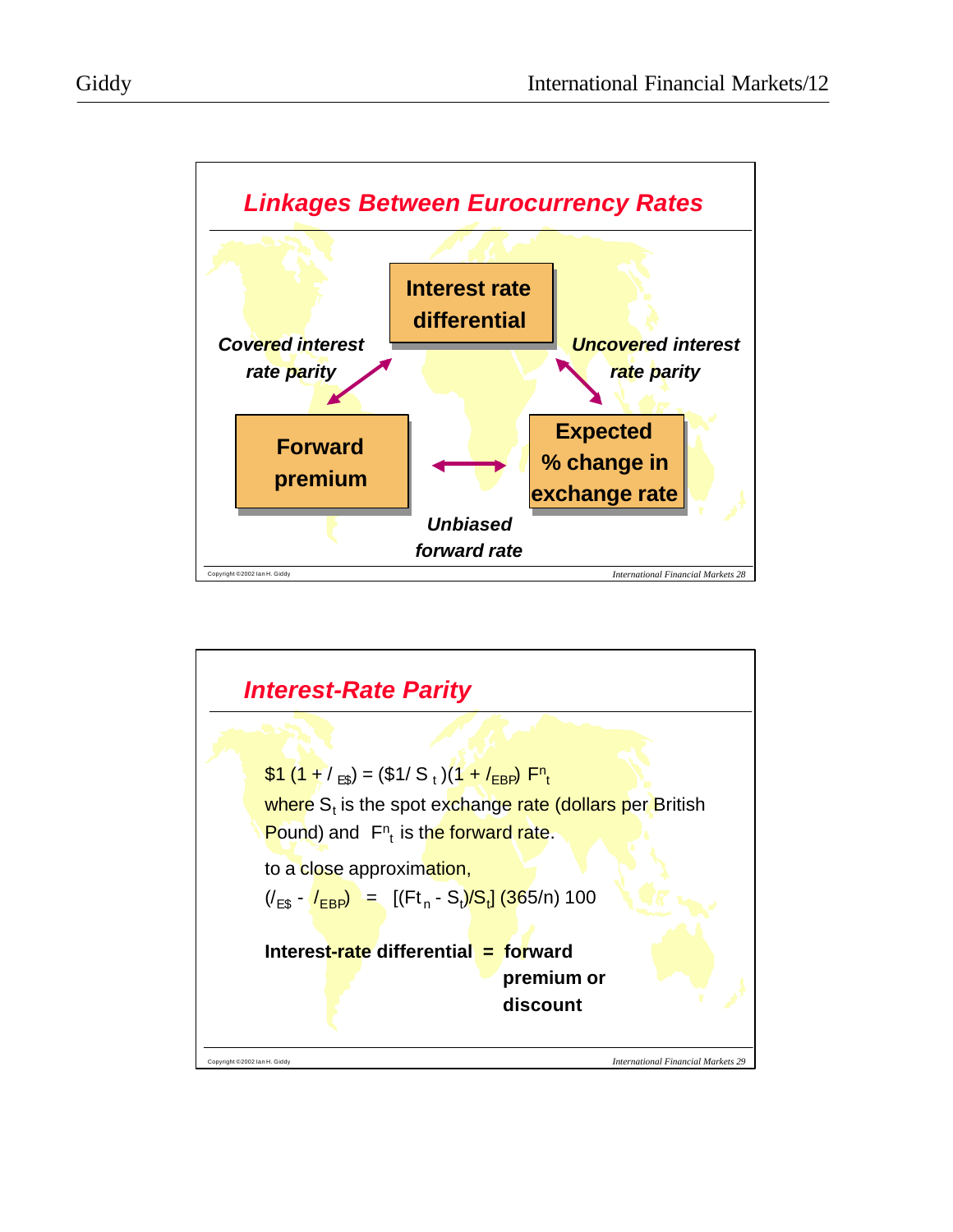## Linkages Between Eurocurrency Rates

**Interest rate differential**

*Covered interest rate parity*

*Uncovered interest rate parity*

**Forward premium**

**Expected % change in exchange rate**

*Unbiased forward rate*

## Interest-Rate Parity

$$\$1\,(1 + i_{E\$}) = (\$1/S_t)(1 + i_{EBP})\,F^n_t$$

where $S_t$ is the spot exchange rate (dollars per British Pound) and $F^n_t$ is the forward rate.

to a close approximation,

$$(i_{E\$} - i_{EBP}) = [(Ft_n - S_t)/S_t]\,(365/n)\,100$$

**Interest-rate differential = forward premium or discount**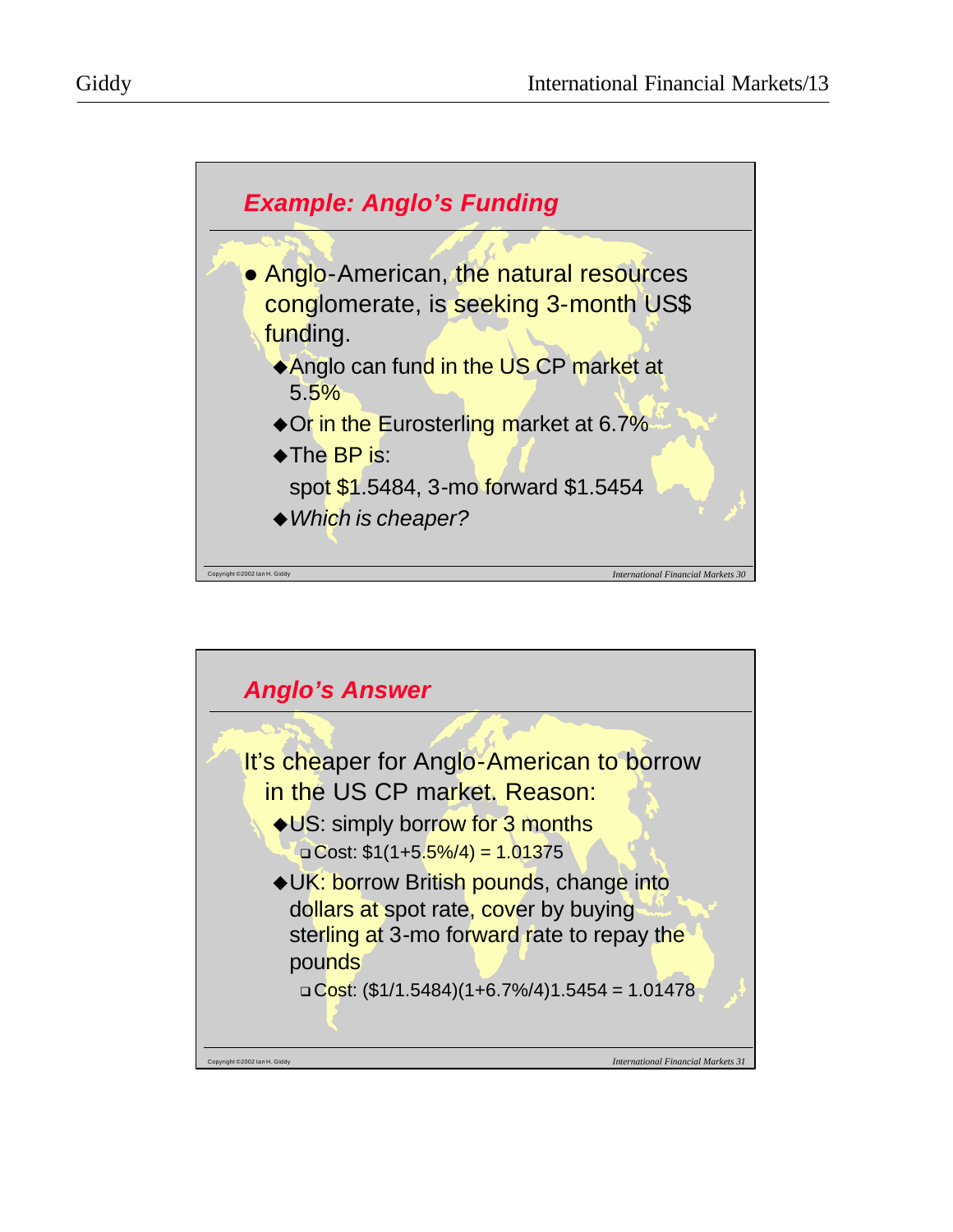## *Example: Anglo's Funding*

- Anglo-American, the natural resources conglomerate, is seeking 3-month US$ funding.
  - Anglo can fund in the US CP market at 5.5%
  - Or in the Eurosterling market at 6.7%
  - The BP is:
    spot $1.5484, 3-mo forward $1.5454
  - *Which is cheaper?*

## *Anglo's Answer*

It's cheaper for Anglo-American to borrow in the US CP market. Reason:

- US: simply borrow for 3 months
  - Cost: $1(1+5.5%/4) = 1.01375
- UK: borrow British pounds, change into dollars at spot rate, cover by buying sterling at 3-mo forward rate to repay the pounds
  - Cost: ($1/1.5484)(1+6.7%/4)1.5454 = 1.01478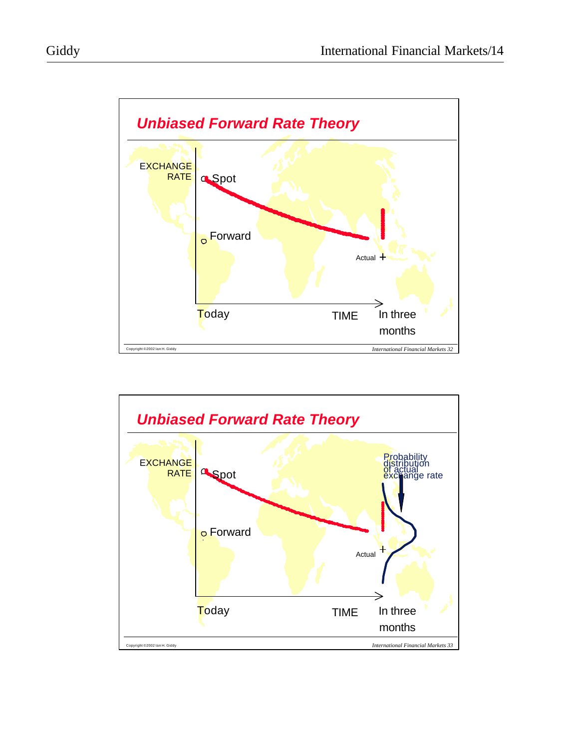## Unbiased Forward Rate Theory

EXCHANGE RATE

Spot

Forward

Actual

Today

TIME

In three months

## Unbiased Forward Rate Theory

EXCHANGE RATE

Spot

Forward

Probability distribution of actual exchange rate

Actual

Today

TIME

In three months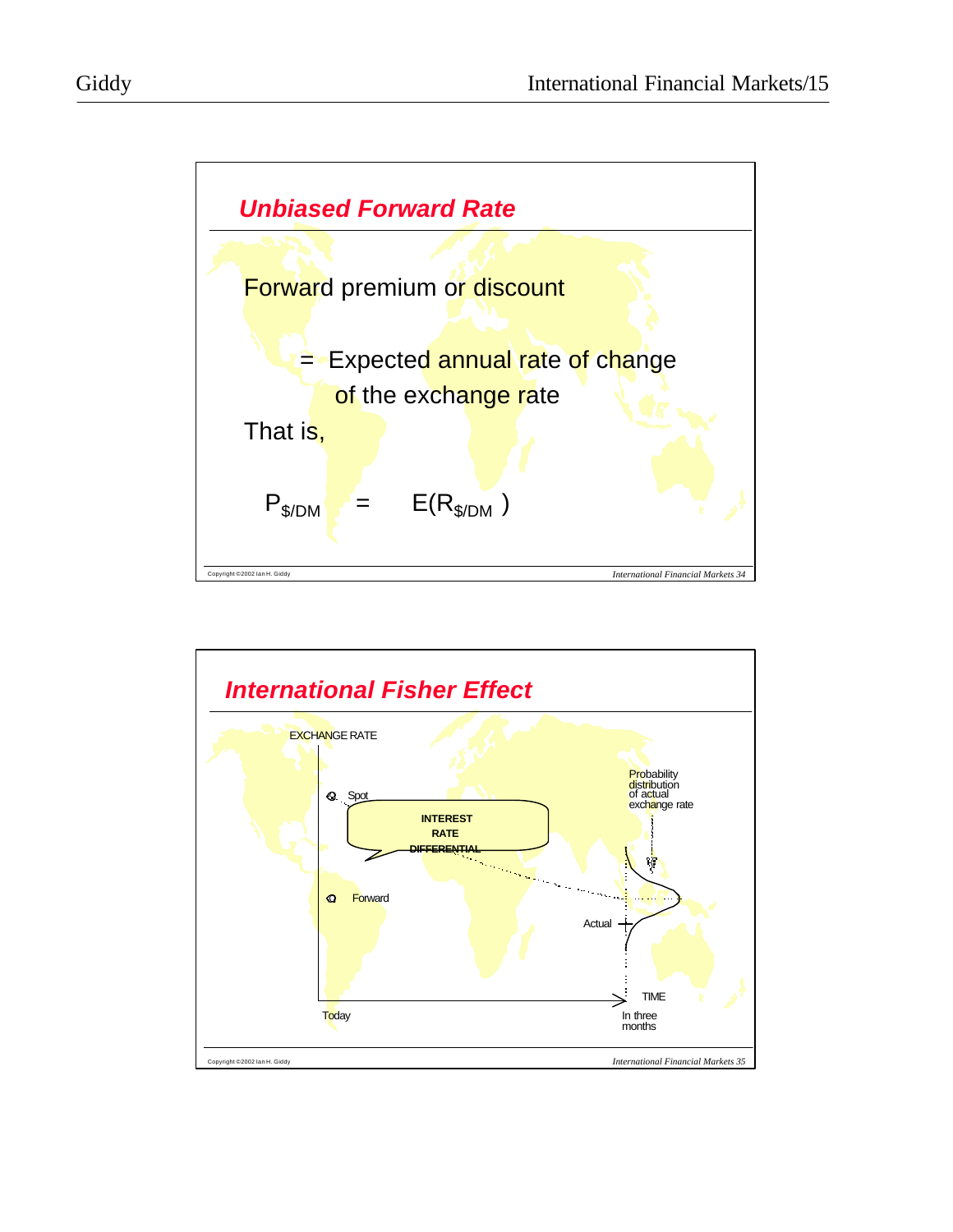## *Unbiased Forward Rate*

Forward premium or discount

= Expected annual rate of change of the exchange rate

That is,

$$P_{\$/DM} = E(R_{\$/DM})$$

## *International Fisher Effect*

EXCHANGE RATE

Spot

INTEREST RATE DIFFERENTIAL

Forward

Probability distribution of actual exchange rate

Actual

TIME

Today

In three months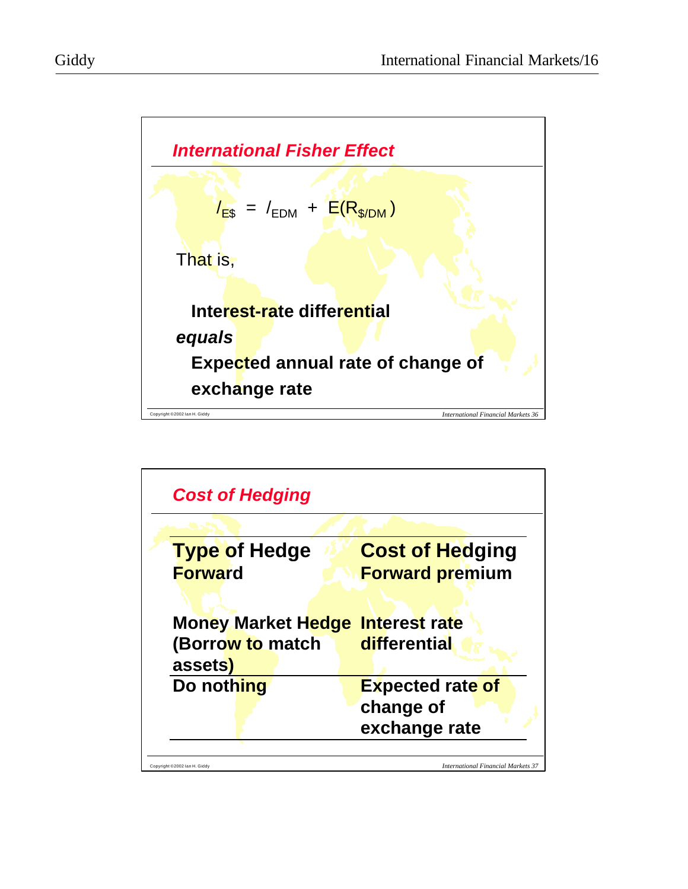## *International Fisher Effect*

$$I_{E\$} = I_{EDM} + E(R_{\$/DM})$$

That is,

**Interest-rate differential**

***equals***

**Expected annual rate of change of exchange rate**

## *Cost of Hedging*

| Type of Hedge | Cost of Hedging |
|---|---|
| **Forward** | **Forward premium** |
| **Money Market Hedge (Borrow to match assets)** | **Interest rate differential** |
| **Do nothing** | **Expected rate of change of exchange rate** |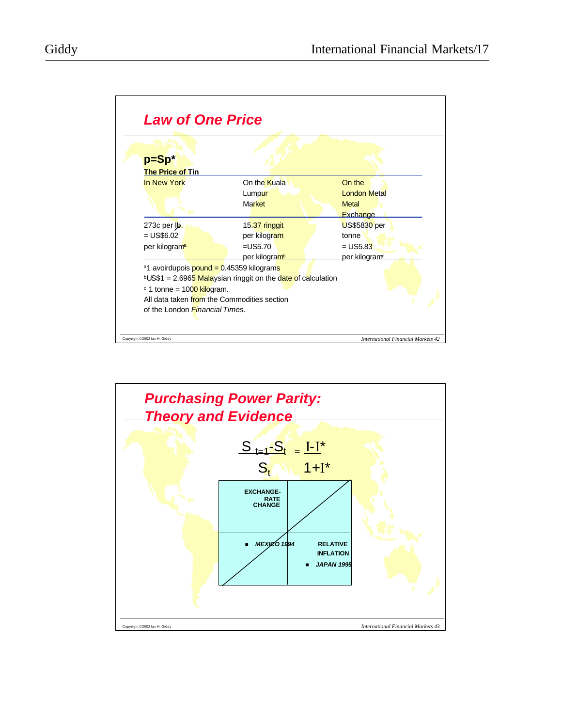## Law of One Price

**p=Sp***

**The Price of Tin**

| In New York | On the Kuala Lumpur Market | On the London Metal Exchange |
|---|---|---|
| 273c per lb. = US$6.02 per kilogram[a] | 15.37 ringgit per kilogram =US5.70 per kilogram[b] | US$5830 per tonne = US5.83 per kilogram[c] |

[a]1 avoirdupois pound = 0.45359 kilograms

[b]US$1 = 2.6965 Malaysian ringgit on the date of calculation

[c] 1 tonne = 1000 kilogram.

All data taken from the Commodities section of the London *Financial Times.*

Copyright ©2002 Ian H. Giddy — International Financial Markets 42

## Purchasing Power Parity: Theory and Evidence

$$\frac{S_{t=1}-S_t}{S_t} = \frac{I-I^*}{1+I^*}$$

EXCHANGE-RATE CHANGE

RELATIVE INFLATION

- MEXICO 1994
- JAPAN 1995

Copyright ©2002 Ian H. Giddy — International Financial Markets 43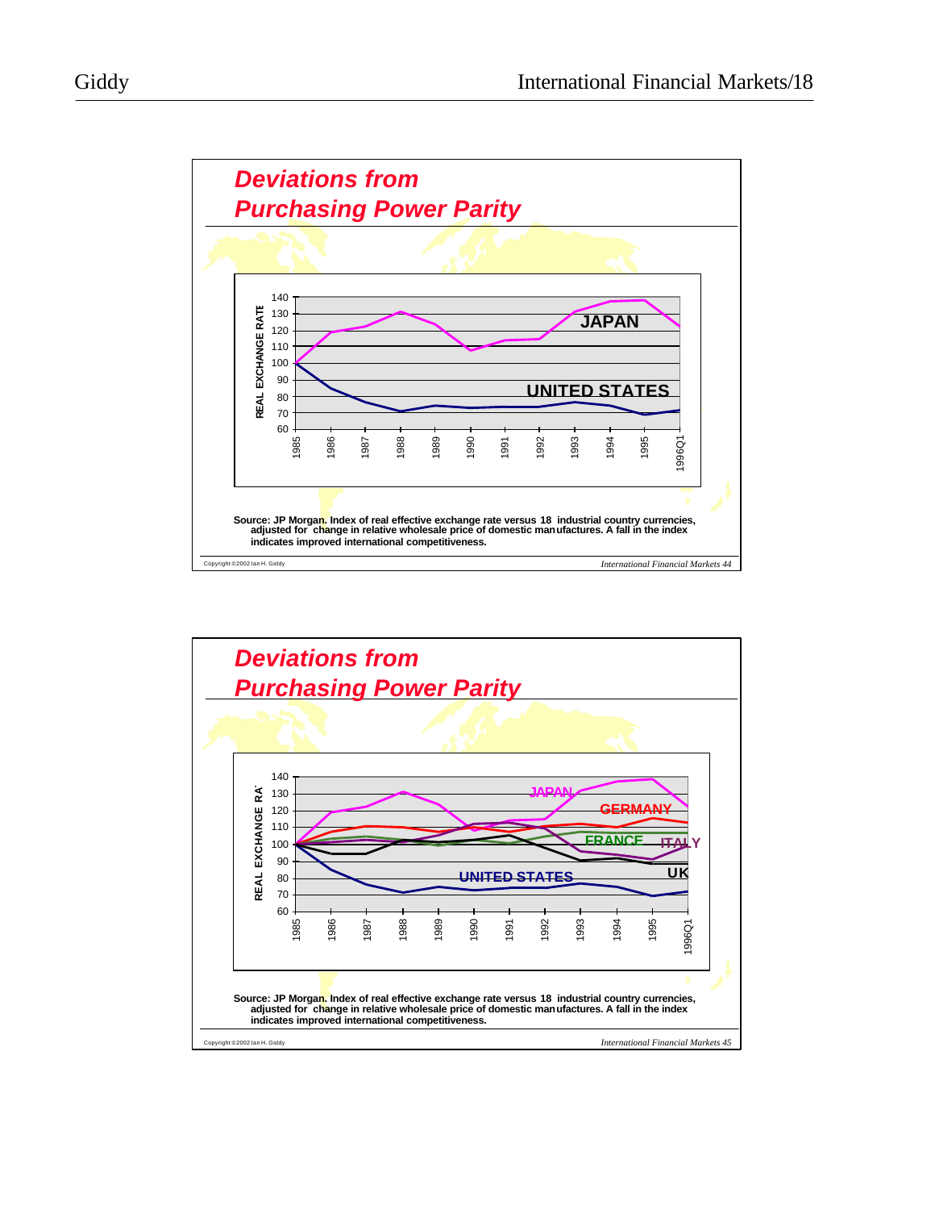## Deviations from Purchasing Power Parity

Source: JP Morgan. Index of real effective exchange rate versus 18 industrial country currencies, adjusted for change in relative wholesale price of domestic manufactures. A fall in the index indicates improved international competitiveness.

## Deviations from Purchasing Power Parity

Source: JP Morgan. Index of real effective exchange rate versus 18 industrial country currencies, adjusted for change in relative wholesale price of domestic manufactures. A fall in the index indicates improved international competitiveness.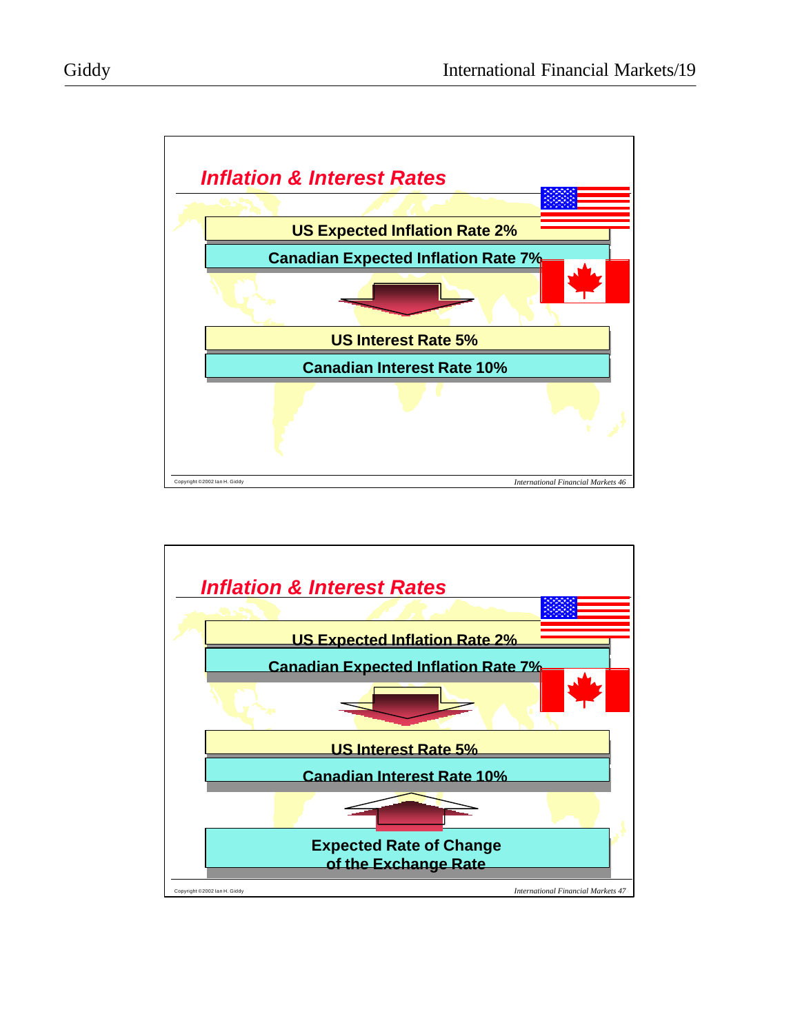## Inflation & Interest Rates

US Expected Inflation Rate 2%

Canadian Expected Inflation Rate 7%

US Interest Rate 5%

Canadian Interest Rate 10%

Copyright ©2002 Ian H. Giddy

*International Financial Markets 46*

## Inflation & Interest Rates

US Expected Inflation Rate 2%

Canadian Expected Inflation Rate 7%

US Interest Rate 5%

Canadian Interest Rate 10%

Expected Rate of Change of the Exchange Rate

Copyright ©2002 Ian H. Giddy

*International Financial Markets 47*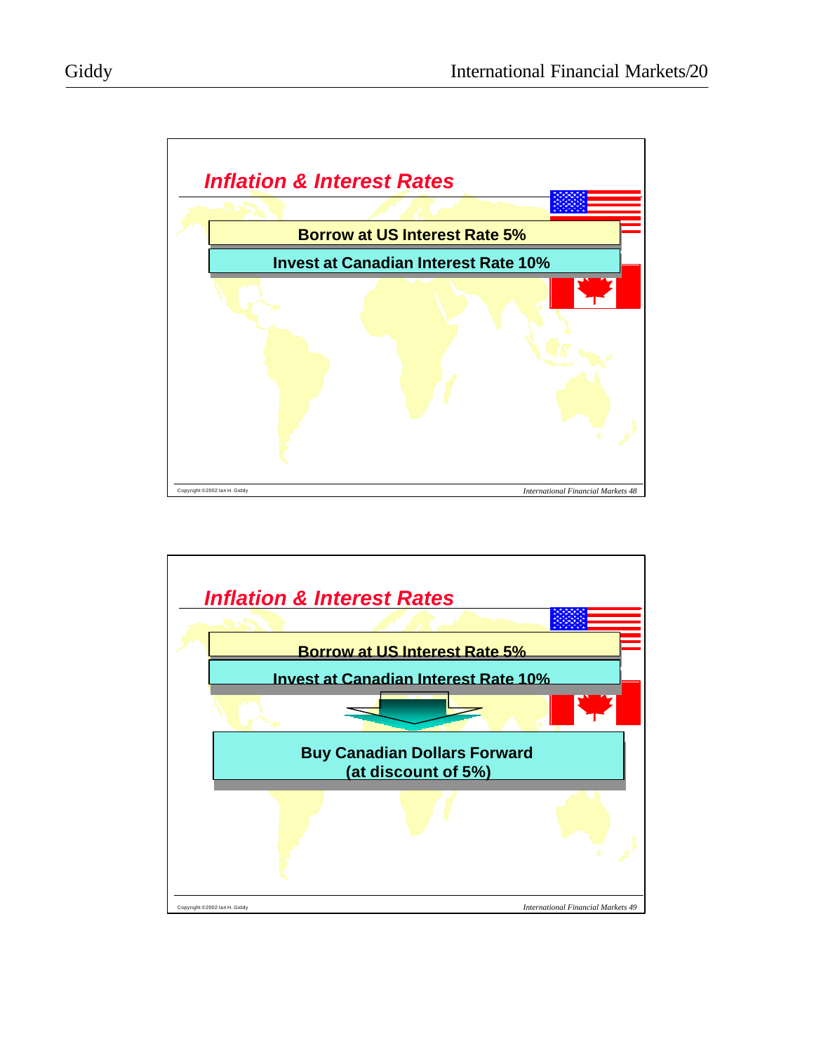## Inflation & Interest Rates

**Borrow at US Interest Rate 5%**

**Invest at Canadian Interest Rate 10%**

## Inflation & Interest Rates

**Borrow at US Interest Rate 5%**

**Invest at Canadian Interest Rate 10%**

**Buy Canadian Dollars Forward (at discount of 5%)**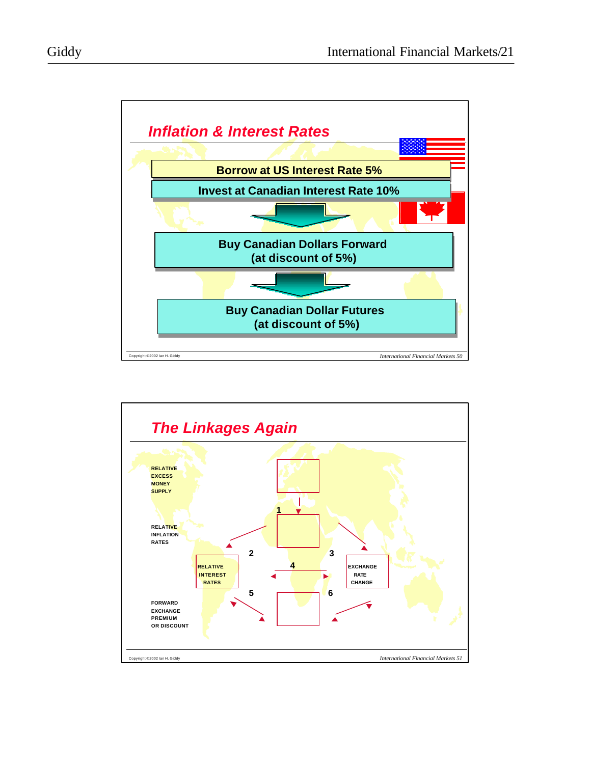## Inflation & Interest Rates

Borrow at US Interest Rate 5%

Invest at Canadian Interest Rate 10%

Buy Canadian Dollars Forward (at discount of 5%)

Buy Canadian Dollar Futures (at discount of 5%)

Copyright ©2002 Ian H. Giddy

*International Financial Markets 50*

## The Linkages Again

RELATIVE EXCESS MONEY SUPPLY

1

RELATIVE INFLATION RATES

2

3

RELATIVE INTEREST RATES

4

EXCHANGE RATE CHANGE

5

6

FORWARD EXCHANGE PREMIUM OR DISCOUNT

Copyright ©2002 Ian H. Giddy

*International Financial Markets 51*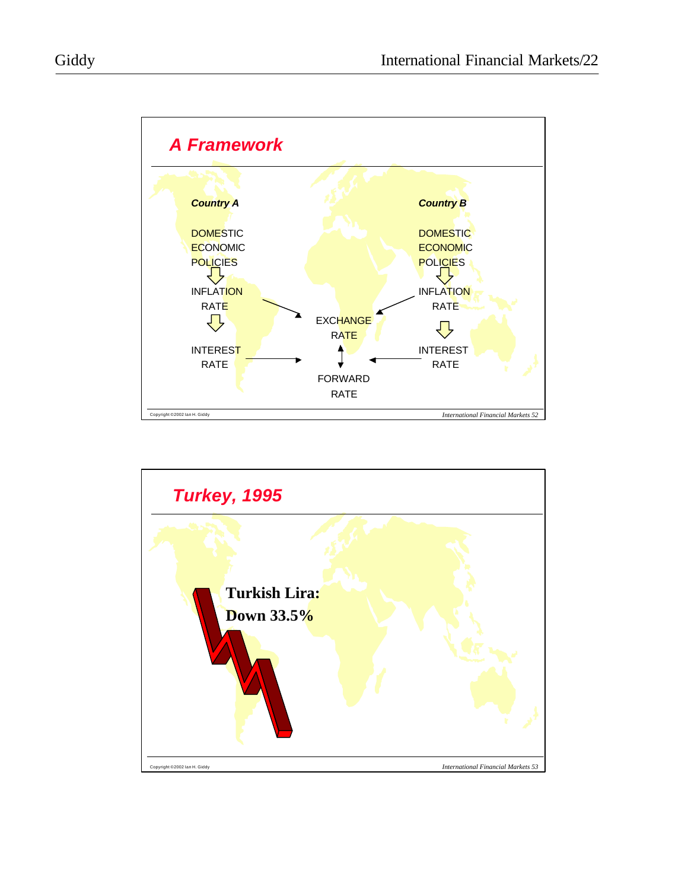## A Framework

**Country A**

DOMESTIC ECONOMIC POLICIES
⇩
INFLATION RATE
⇩
INTEREST RATE

**Country B**

DOMESTIC ECONOMIC POLICIES
⇩
INFLATION RATE
⇩
INTEREST RATE

EXCHANGE RATE
↕
FORWARD RATE

## Turkey, 1995

**Turkish Lira: Down 33.5%**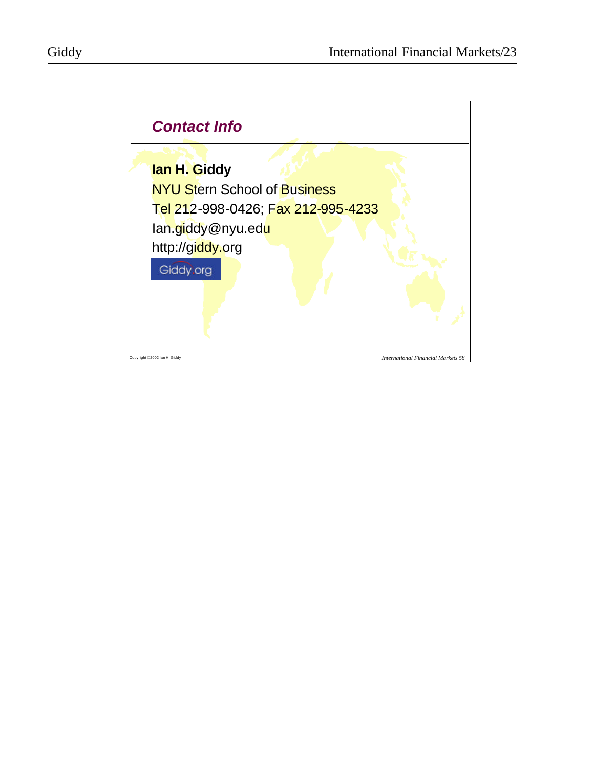## *Contact Info*

**Ian H. Giddy**

NYU Stern School of Business

Tel 212-998-0426; Fax 212-995-4233

Ian.giddy@nyu.edu

http://giddy.org

Giddy.org

Copyright ©2002 Ian H. Giddy

*International Financial Markets 58*